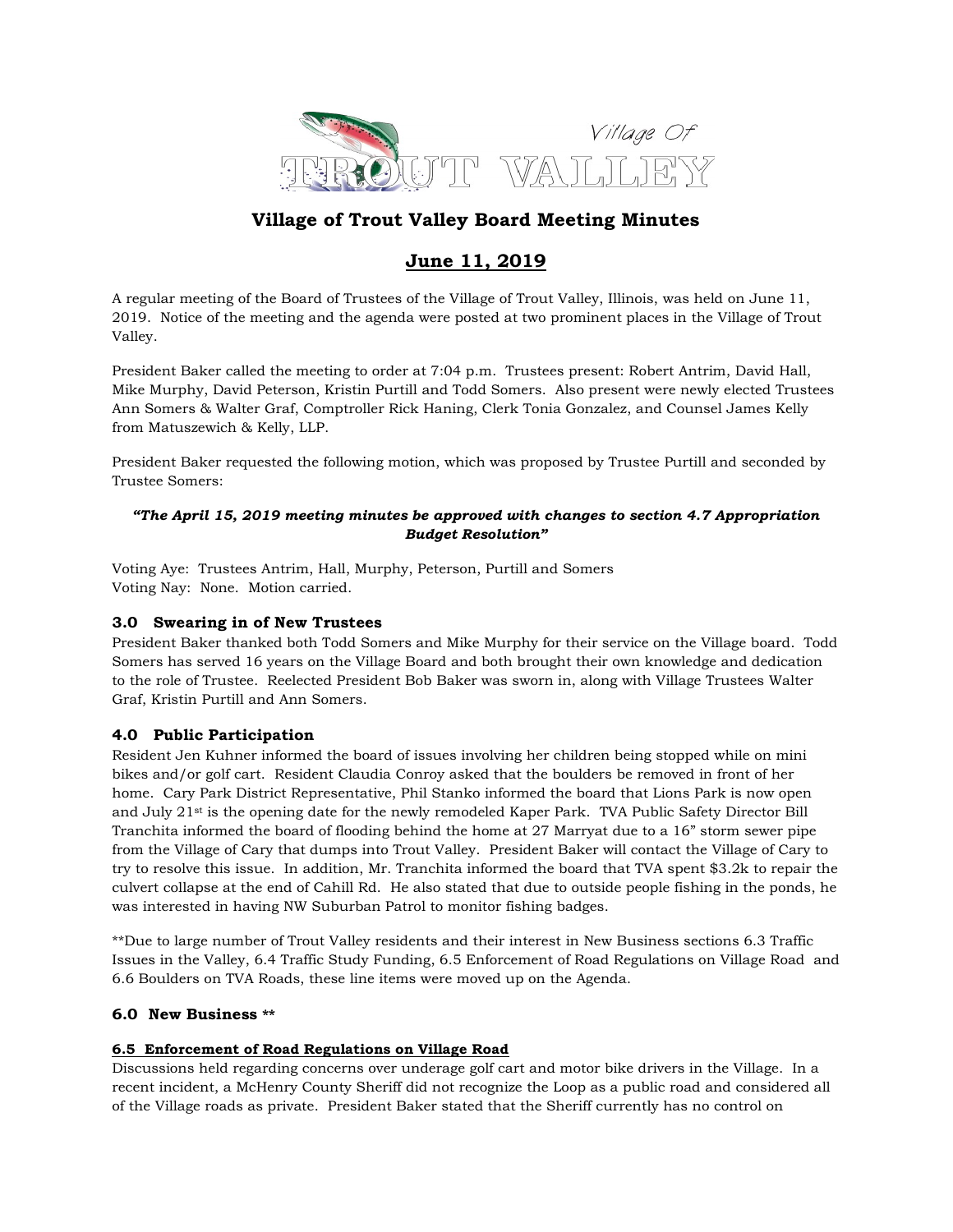# Village of Trout Valley Board Meeting Minutes

## June 11, 2019

A regular meeting of the Board of Trustees of the Village of Trout Valley, Illinois, was held on June 11, 2019. Notice of the meeting and the agenda were posted at two prominent places in the Village of Trout Valley.

President Baker called the meeting to order at 7:04 p.m. Trustees present: Robert Antrim, David Hall, Mike Murphy, David Peterson, Kristin Purtill and Todd Somers. Also present were newly elected Trustees Ann Somers & Walter Graf, Comptroller Rick Haning, Clerk Tonia Gonzalez, and Counsel James Kelly from Matuszewich & Kelly, LLP.

President Baker requested the following motion, which was proposed by Trustee Purtill and seconded by Trustee Somers:

***"The April 15, 2019 meeting minutes be approved with changes to section 4.7 Appropriation Budget Resolution"***

Voting Aye: Trustees Antrim, Hall, Murphy, Peterson, Purtill and Somers
Voting Nay: None. Motion carried.

### 3.0 Swearing in of New Trustees

President Baker thanked both Todd Somers and Mike Murphy for their service on the Village board. Todd Somers has served 16 years on the Village Board and both brought their own knowledge and dedication to the role of Trustee. Reelected President Bob Baker was sworn in, along with Village Trustees Walter Graf, Kristin Purtill and Ann Somers.

### 4.0 Public Participation

Resident Jen Kuhner informed the board of issues involving her children being stopped while on mini bikes and/or golf cart. Resident Claudia Conroy asked that the boulders be removed in front of her home. Cary Park District Representative, Phil Stanko informed the board that Lions Park is now open and July 21st is the opening date for the newly remodeled Kaper Park. TVA Public Safety Director Bill Tranchita informed the board of flooding behind the home at 27 Marryat due to a 16" storm sewer pipe from the Village of Cary that dumps into Trout Valley. President Baker will contact the Village of Cary to try to resolve this issue. In addition, Mr. Tranchita informed the board that TVA spent $3.2k to repair the culvert collapse at the end of Cahill Rd. He also stated that due to outside people fishing in the ponds, he was interested in having NW Suburban Patrol to monitor fishing badges.

**Due to large number of Trout Valley residents and their interest in New Business sections 6.3 Traffic Issues in the Valley, 6.4 Traffic Study Funding, 6.5 Enforcement of Road Regulations on Village Road and 6.6 Boulders on TVA Roads, these line items were moved up on the Agenda.

### 6.0 New Business **

**6.5 Enforcement of Road Regulations on Village Road**

Discussions held regarding concerns over underage golf cart and motor bike drivers in the Village. In a recent incident, a McHenry County Sheriff did not recognize the Loop as a public road and considered all of the Village roads as private. President Baker stated that the Sheriff currently has no control on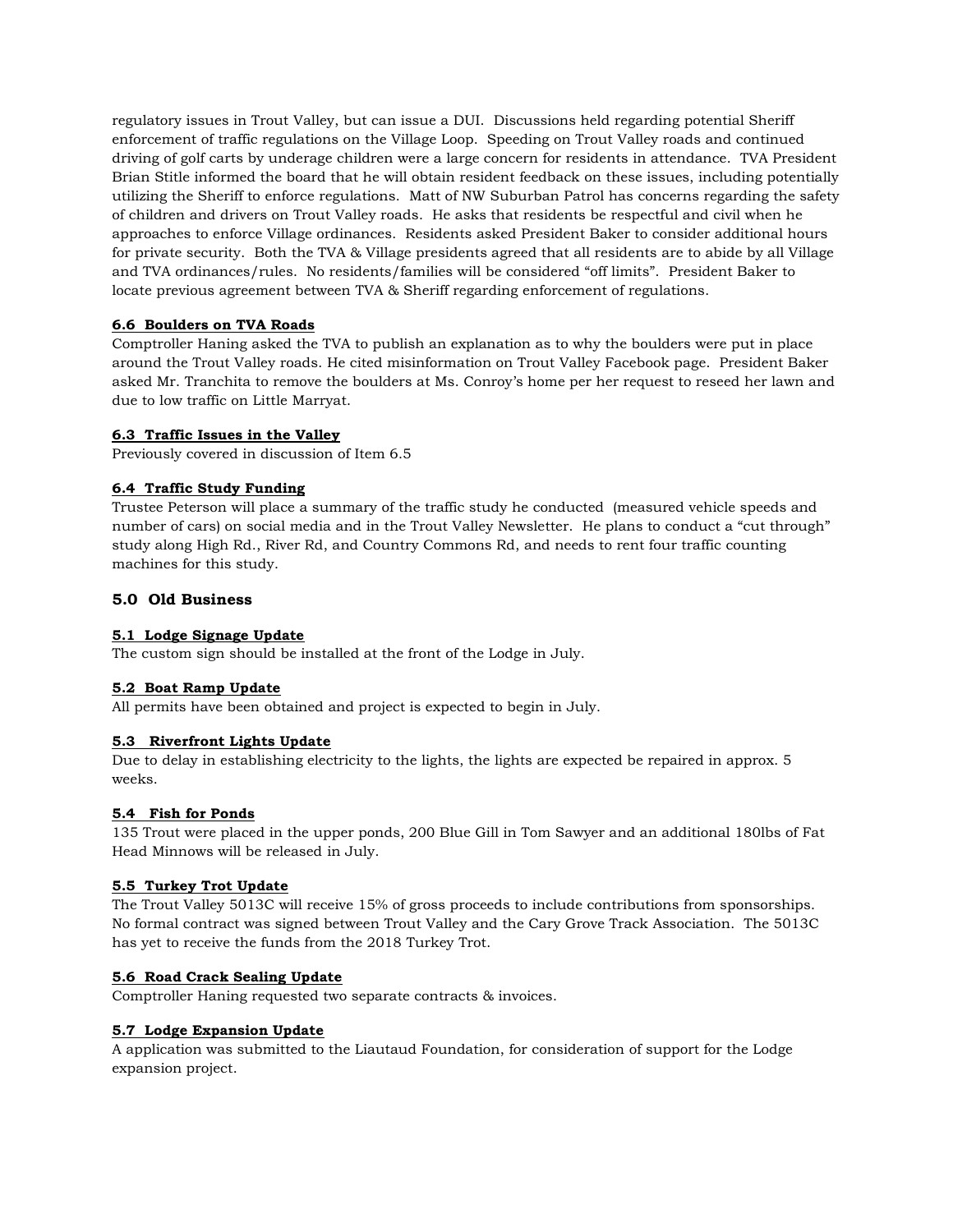regulatory issues in Trout Valley, but can issue a DUI. Discussions held regarding potential Sheriff enforcement of traffic regulations on the Village Loop. Speeding on Trout Valley roads and continued driving of golf carts by underage children were a large concern for residents in attendance. TVA President Brian Stitle informed the board that he will obtain resident feedback on these issues, including potentially utilizing the Sheriff to enforce regulations. Matt of NW Suburban Patrol has concerns regarding the safety of children and drivers on Trout Valley roads. He asks that residents be respectful and civil when he approaches to enforce Village ordinances. Residents asked President Baker to consider additional hours for private security. Both the TVA & Village presidents agreed that all residents are to abide by all Village and TVA ordinances/rules. No residents/families will be considered "off limits". President Baker to locate previous agreement between TVA & Sheriff regarding enforcement of regulations.

**6.6 Boulders on TVA Roads**

Comptroller Haning asked the TVA to publish an explanation as to why the boulders were put in place around the Trout Valley roads. He cited misinformation on Trout Valley Facebook page. President Baker asked Mr. Tranchita to remove the boulders at Ms. Conroy's home per her request to reseed her lawn and due to low traffic on Little Marryat.

**6.3 Traffic Issues in the Valley**

Previously covered in discussion of Item 6.5

**6.4 Traffic Study Funding**

Trustee Peterson will place a summary of the traffic study he conducted (measured vehicle speeds and number of cars) on social media and in the Trout Valley Newsletter. He plans to conduct a "cut through" study along High Rd., River Rd, and Country Commons Rd, and needs to rent four traffic counting machines for this study.

## 5.0 Old Business

**5.1 Lodge Signage Update**

The custom sign should be installed at the front of the Lodge in July.

**5.2 Boat Ramp Update**

All permits have been obtained and project is expected to begin in July.

**5.3 Riverfront Lights Update**

Due to delay in establishing electricity to the lights, the lights are expected be repaired in approx. 5 weeks.

**5.4 Fish for Ponds**

135 Trout were placed in the upper ponds, 200 Blue Gill in Tom Sawyer and an additional 180lbs of Fat Head Minnows will be released in July.

**5.5 Turkey Trot Update**

The Trout Valley 5013C will receive 15% of gross proceeds to include contributions from sponsorships. No formal contract was signed between Trout Valley and the Cary Grove Track Association. The 5013C has yet to receive the funds from the 2018 Turkey Trot.

**5.6 Road Crack Sealing Update**

Comptroller Haning requested two separate contracts & invoices.

**5.7 Lodge Expansion Update**

A application was submitted to the Liautaud Foundation, for consideration of support for the Lodge expansion project.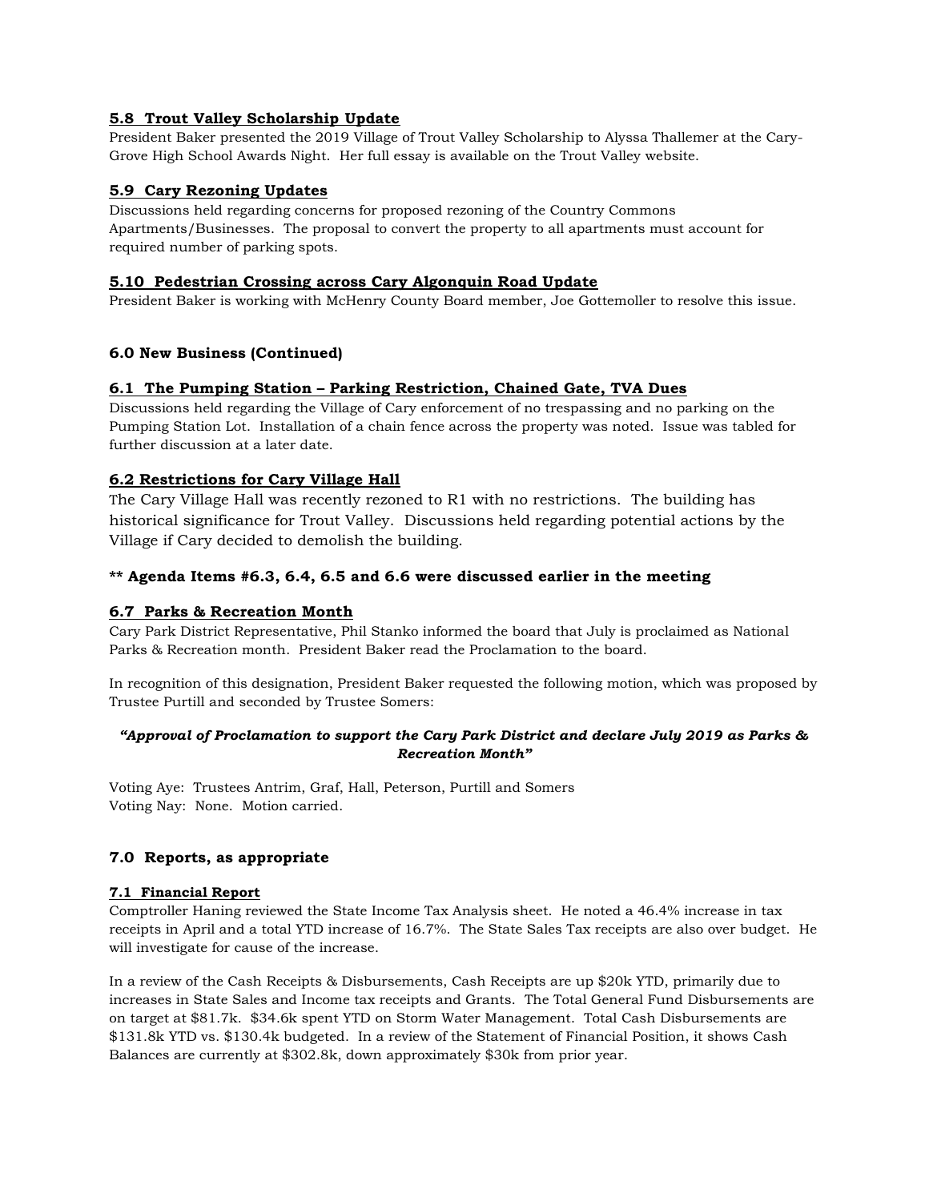### 5.8 Trout Valley Scholarship Update

President Baker presented the 2019 Village of Trout Valley Scholarship to Alyssa Thallemer at the Cary-Grove High School Awards Night. Her full essay is available on the Trout Valley website.

### 5.9 Cary Rezoning Updates

Discussions held regarding concerns for proposed rezoning of the Country Commons Apartments/Businesses. The proposal to convert the property to all apartments must account for required number of parking spots.

### 5.10 Pedestrian Crossing across Cary Algonquin Road Update

President Baker is working with McHenry County Board member, Joe Gottemoller to resolve this issue.

## 6.0 New Business (Continued)

### 6.1 The Pumping Station – Parking Restriction, Chained Gate, TVA Dues

Discussions held regarding the Village of Cary enforcement of no trespassing and no parking on the Pumping Station Lot. Installation of a chain fence across the property was noted. Issue was tabled for further discussion at a later date.

### 6.2 Restrictions for Cary Village Hall

The Cary Village Hall was recently rezoned to R1 with no restrictions. The building has historical significance for Trout Valley. Discussions held regarding potential actions by the Village if Cary decided to demolish the building.

**** Agenda Items #6.3, 6.4, 6.5 and 6.6 were discussed earlier in the meeting**

### 6.7 Parks & Recreation Month

Cary Park District Representative, Phil Stanko informed the board that July is proclaimed as National Parks & Recreation month. President Baker read the Proclamation to the board.

In recognition of this designation, President Baker requested the following motion, which was proposed by Trustee Purtill and seconded by Trustee Somers:

***"Approval of Proclamation to support the Cary Park District and declare July 2019 as Parks & Recreation Month"***

Voting Aye: Trustees Antrim, Graf, Hall, Peterson, Purtill and Somers
Voting Nay: None. Motion carried.

## 7.0 Reports, as appropriate

### 7.1 Financial Report

Comptroller Haning reviewed the State Income Tax Analysis sheet. He noted a 46.4% increase in tax receipts in April and a total YTD increase of 16.7%. The State Sales Tax receipts are also over budget. He will investigate for cause of the increase.

In a review of the Cash Receipts & Disbursements, Cash Receipts are up $20k YTD, primarily due to increases in State Sales and Income tax receipts and Grants. The Total General Fund Disbursements are on target at $81.7k. $34.6k spent YTD on Storm Water Management. Total Cash Disbursements are $131.8k YTD vs. $130.4k budgeted. In a review of the Statement of Financial Position, it shows Cash Balances are currently at $302.8k, down approximately $30k from prior year.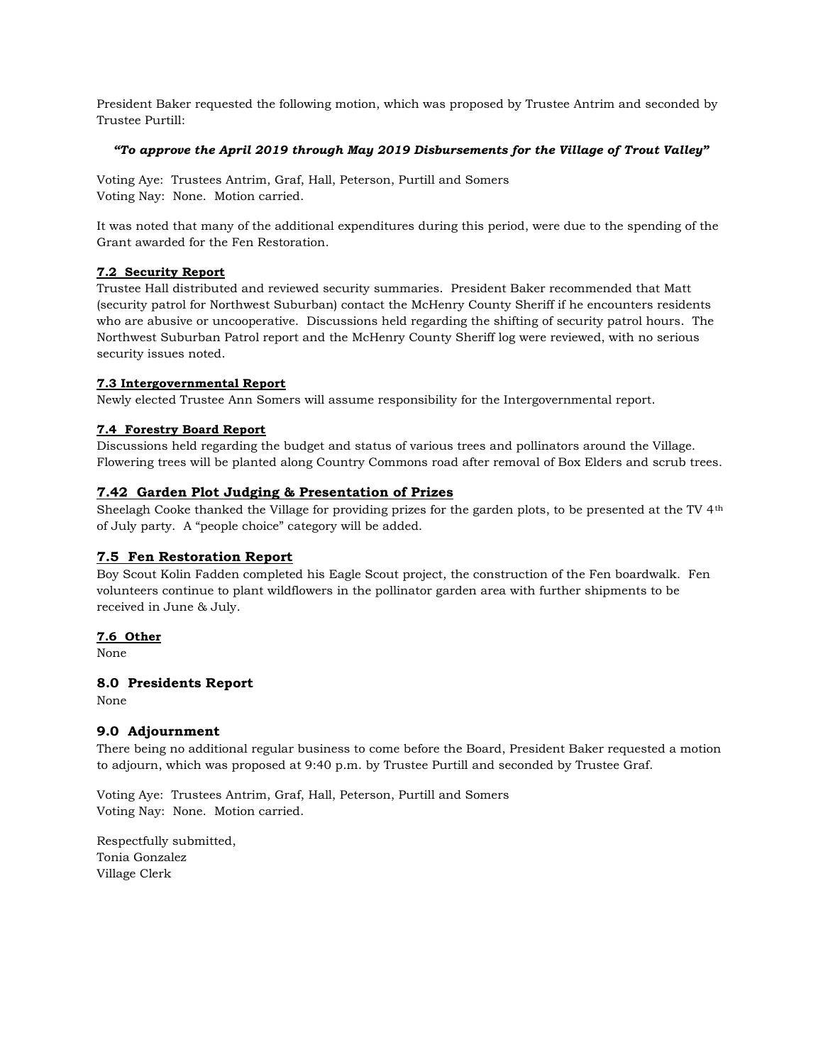President Baker requested the following motion, which was proposed by Trustee Antrim and seconded by Trustee Purtill:

***"To approve the April 2019 through May 2019 Disbursements for the Village of Trout Valley"***

Voting Aye: Trustees Antrim, Graf, Hall, Peterson, Purtill and Somers
Voting Nay: None. Motion carried.

It was noted that many of the additional expenditures during this period, were due to the spending of the Grant awarded for the Fen Restoration.

**7.2 Security Report**

Trustee Hall distributed and reviewed security summaries. President Baker recommended that Matt (security patrol for Northwest Suburban) contact the McHenry County Sheriff if he encounters residents who are abusive or uncooperative. Discussions held regarding the shifting of security patrol hours. The Northwest Suburban Patrol report and the McHenry County Sheriff log were reviewed, with no serious security issues noted.

**7.3 Intergovernmental Report**

Newly elected Trustee Ann Somers will assume responsibility for the Intergovernmental report.

**7.4 Forestry Board Report**

Discussions held regarding the budget and status of various trees and pollinators around the Village. Flowering trees will be planted along Country Commons road after removal of Box Elders and scrub trees.

### 7.42 Garden Plot Judging & Presentation of Prizes

Sheelagh Cooke thanked the Village for providing prizes for the garden plots, to be presented at the TV 4th of July party. A "people choice" category will be added.

### 7.5 Fen Restoration Report

Boy Scout Kolin Fadden completed his Eagle Scout project, the construction of the Fen boardwalk. Fen volunteers continue to plant wildflowers in the pollinator garden area with further shipments to be received in June & July.

**7.6 Other**

None

### 8.0 Presidents Report

None

### 9.0 Adjournment

There being no additional regular business to come before the Board, President Baker requested a motion to adjourn, which was proposed at 9:40 p.m. by Trustee Purtill and seconded by Trustee Graf.

Voting Aye: Trustees Antrim, Graf, Hall, Peterson, Purtill and Somers
Voting Nay: None. Motion carried.

Respectfully submitted,
Tonia Gonzalez
Village Clerk